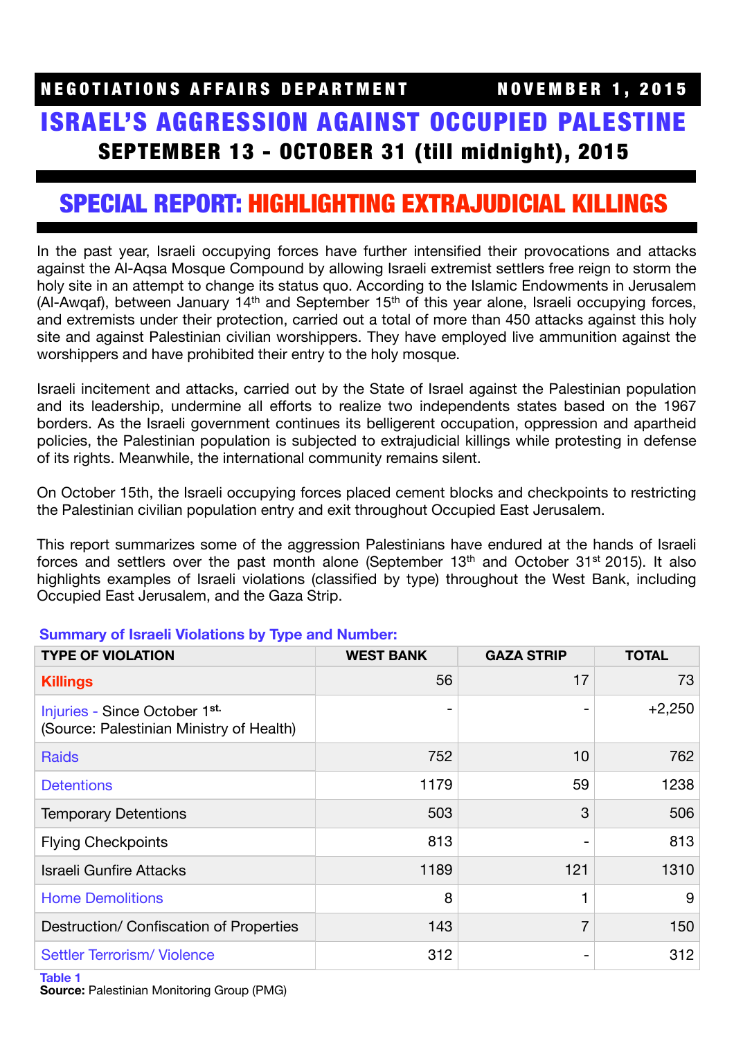**NEGOTIATIONS AFFAIRS DEPARTMENT** **NOVEMBER 1, 2015**

# ISRAEL'S AGGRESSION AGAINST OCCUPIED PALESTINE

## SEPTEMBER 13 - OCTOBER 31 (till midnight), 2015

## SPECIAL REPORT: HIGHLIGHTING EXTRAJUDICIAL KILLINGS

In the past year, Israeli occupying forces have further intensified their provocations and attacks against the Al-Aqsa Mosque Compound by allowing Israeli extremist settlers free reign to storm the holy site in an attempt to change its status quo. According to the Islamic Endowments in Jerusalem (Al-Awqaf), between January 14th and September 15th of this year alone, Israeli occupying forces, and extremists under their protection, carried out a total of more than 450 attacks against this holy site and against Palestinian civilian worshippers. They have employed live ammunition against the worshippers and have prohibited their entry to the holy mosque.

Israeli incitement and attacks, carried out by the State of Israel against the Palestinian population and its leadership, undermine all efforts to realize two independents states based on the 1967 borders. As the Israeli government continues its belligerent occupation, oppression and apartheid policies, the Palestinian population is subjected to extrajudicial killings while protesting in defense of its rights. Meanwhile, the international community remains silent.

On October 15th, the Israeli occupying forces placed cement blocks and checkpoints to restricting the Palestinian civilian population entry and exit throughout Occupied East Jerusalem.

This report summarizes some of the aggression Palestinians have endured at the hands of Israeli forces and settlers over the past month alone (September 13th and October 31st 2015). It also highlights examples of Israeli violations (classified by type) throughout the West Bank, including Occupied East Jerusalem, and the Gaza Strip.

**Summary of Israeli Violations by Type and Number:**

| TYPE OF VIOLATION | WEST BANK | GAZA STRIP | TOTAL |
|---|---|---|---|
| Killings | 56 | 17 | 73 |
| Injuries - Since October 1st. (Source: Palestinian Ministry of Health) | - | - | +2,250 |
| Raids | 752 | 10 | 762 |
| Detentions | 1179 | 59 | 1238 |
| Temporary Detentions | 503 | 3 | 506 |
| Flying Checkpoints | 813 | - | 813 |
| Israeli Gunfire Attacks | 1189 | 121 | 1310 |
| Home Demolitions | 8 | 1 | 9 |
| Destruction/ Confiscation of Properties | 143 | 7 | 150 |
| Settler Terrorism/ Violence | 312 | - | 312 |

**Table 1**
**Source:** Palestinian Monitoring Group (PMG)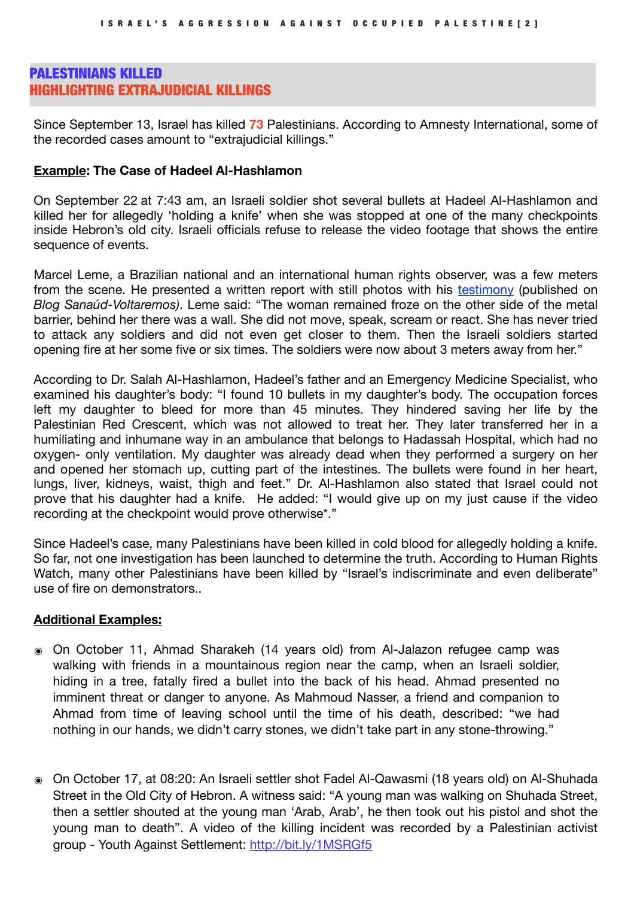## PALESTINIANS KILLED
## HIGHLIGHTING EXTRAJUDICIAL KILLINGS

Since September 13, Israel has killed **73** Palestinians. According to Amnesty International, some of the recorded cases amount to "extrajudicial killings."

**Example: The Case of Hadeel Al-Hashlamon**

On September 22 at 7:43 am, an Israeli soldier shot several bullets at Hadeel Al-Hashlamon and killed her for allegedly 'holding a knife' when she was stopped at one of the many checkpoints inside Hebron's old city. Israeli officials refuse to release the video footage that shows the entire sequence of events.

Marcel Leme, a Brazilian national and an international human rights observer, was a few meters from the scene. He presented a written report with still photos with his testimony (published on *Blog Sanaúd-Voltaremos)*. Leme said: "The woman remained froze on the other side of the metal barrier, behind her there was a wall. She did not move, speak, scream or react. She has never tried to attack any soldiers and did not even get closer to them. Then the Israeli soldiers started opening fire at her some five or six times. The soldiers were now about 3 meters away from her."

According to Dr. Salah Al-Hashlamon, Hadeel's father and an Emergency Medicine Specialist, who examined his daughter's body: "I found 10 bullets in my daughter's body. The occupation forces left my daughter to bleed for more than 45 minutes. They hindered saving her life by the Palestinian Red Crescent, which was not allowed to treat her. They later transferred her in a humiliating and inhumane way in an ambulance that belongs to Hadassah Hospital, which had no oxygen- only ventilation. My daughter was already dead when they performed a surgery on her and opened her stomach up, cutting part of the intestines. The bullets were found in her heart, lungs, liver, kidneys, waist, thigh and feet." Dr. Al-Hashlamon also stated that Israel could not prove that his daughter had a knife. He added: "I would give up on my just cause if the video recording at the checkpoint would prove otherwise*."

Since Hadeel's case, many Palestinians have been killed in cold blood for allegedly holding a knife. So far, not one investigation has been launched to determine the truth. According to Human Rights Watch, many other Palestinians have been killed by "Israel's indiscriminate and even deliberate" use of fire on demonstrators..

**Additional Examples:**

- On October 11, Ahmad Sharakeh (14 years old) from Al-Jalazon refugee camp was walking with friends in a mountainous region near the camp, when an Israeli soldier, hiding in a tree, fatally fired a bullet into the back of his head. Ahmad presented no imminent threat or danger to anyone. As Mahmoud Nasser, a friend and companion to Ahmad from time of leaving school until the time of his death, described: "we had nothing in our hands, we didn't carry stones, we didn't take part in any stone-throwing."

- On October 17, at 08:20: An Israeli settler shot Fadel Al-Qawasmi (18 years old) on Al-Shuhada Street in the Old City of Hebron. A witness said: "A young man was walking on Shuhada Street, then a settler shouted at the young man 'Arab, Arab', he then took out his pistol and shot the young man to death". A video of the killing incident was recorded by a Palestinian activist group - Youth Against Settlement: http://bit.ly/1MSRGf5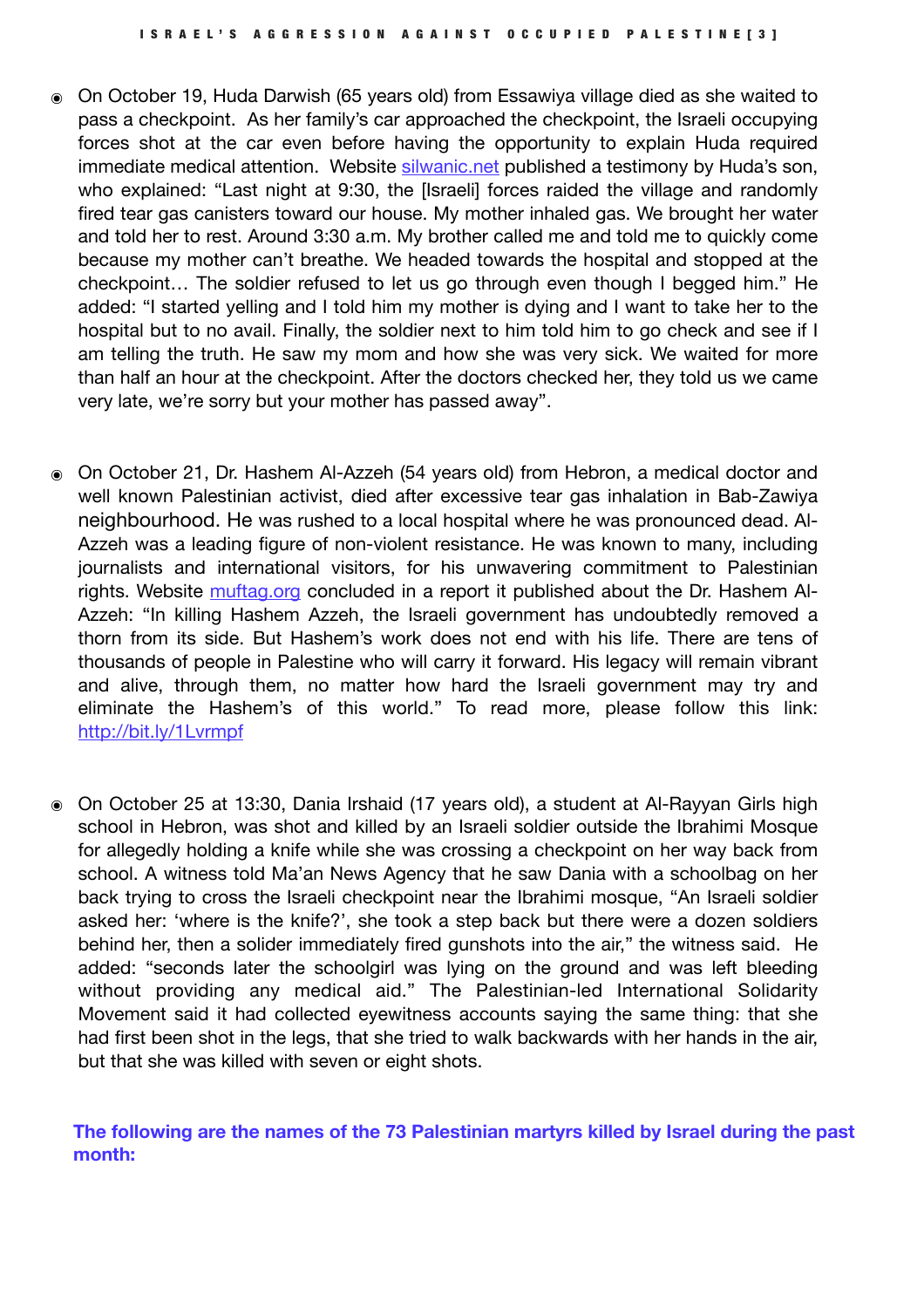- On October 19, Huda Darwish (65 years old) from Essawiya village died as she waited to pass a checkpoint. As her family's car approached the checkpoint, the Israeli occupying forces shot at the car even before having the opportunity to explain Huda required immediate medical attention. Website silwanic.net published a testimony by Huda's son, who explained: "Last night at 9:30, the [Israeli] forces raided the village and randomly fired tear gas canisters toward our house. My mother inhaled gas. We brought her water and told her to rest. Around 3:30 a.m. My brother called me and told me to quickly come because my mother can't breathe. We headed towards the hospital and stopped at the checkpoint… The soldier refused to let us go through even though I begged him." He added: "I started yelling and I told him my mother is dying and I want to take her to the hospital but to no avail. Finally, the soldier next to him told him to go check and see if I am telling the truth. He saw my mom and how she was very sick. We waited for more than half an hour at the checkpoint. After the doctors checked her, they told us we came very late, we're sorry but your mother has passed away".

- On October 21, Dr. Hashem Al-Azzeh (54 years old) from Hebron, a medical doctor and well known Palestinian activist, died after excessive tear gas inhalation in Bab-Zawiya neighbourhood. He was rushed to a local hospital where he was pronounced dead. Al-Azzeh was a leading figure of non-violent resistance. He was known to many, including journalists and international visitors, for his unwavering commitment to Palestinian rights. Website muftag.org concluded in a report it published about the Dr. Hashem Al-Azzeh: "In killing Hashem Azzeh, the Israeli government has undoubtedly removed a thorn from its side. But Hashem's work does not end with his life. There are tens of thousands of people in Palestine who will carry it forward. His legacy will remain vibrant and alive, through them, no matter how hard the Israeli government may try and eliminate the Hashem's of this world." To read more, please follow this link: http://bit.ly/1Lvrmpf

- On October 25 at 13:30, Dania Irshaid (17 years old), a student at Al-Rayyan Girls high school in Hebron, was shot and killed by an Israeli soldier outside the Ibrahimi Mosque for allegedly holding a knife while she was crossing a checkpoint on her way back from school. A witness told Ma'an News Agency that he saw Dania with a schoolbag on her back trying to cross the Israeli checkpoint near the Ibrahimi mosque, "An Israeli soldier asked her: 'where is the knife?', she took a step back but there were a dozen soldiers behind her, then a solider immediately fired gunshots into the air," the witness said. He added: "seconds later the schoolgirl was lying on the ground and was left bleeding without providing any medical aid." The Palestinian-led International Solidarity Movement said it had collected eyewitness accounts saying the same thing: that she had first been shot in the legs, that she tried to walk backwards with her hands in the air, but that she was killed with seven or eight shots.

**The following are the names of the 73 Palestinian martyrs killed by Israel during the past month:**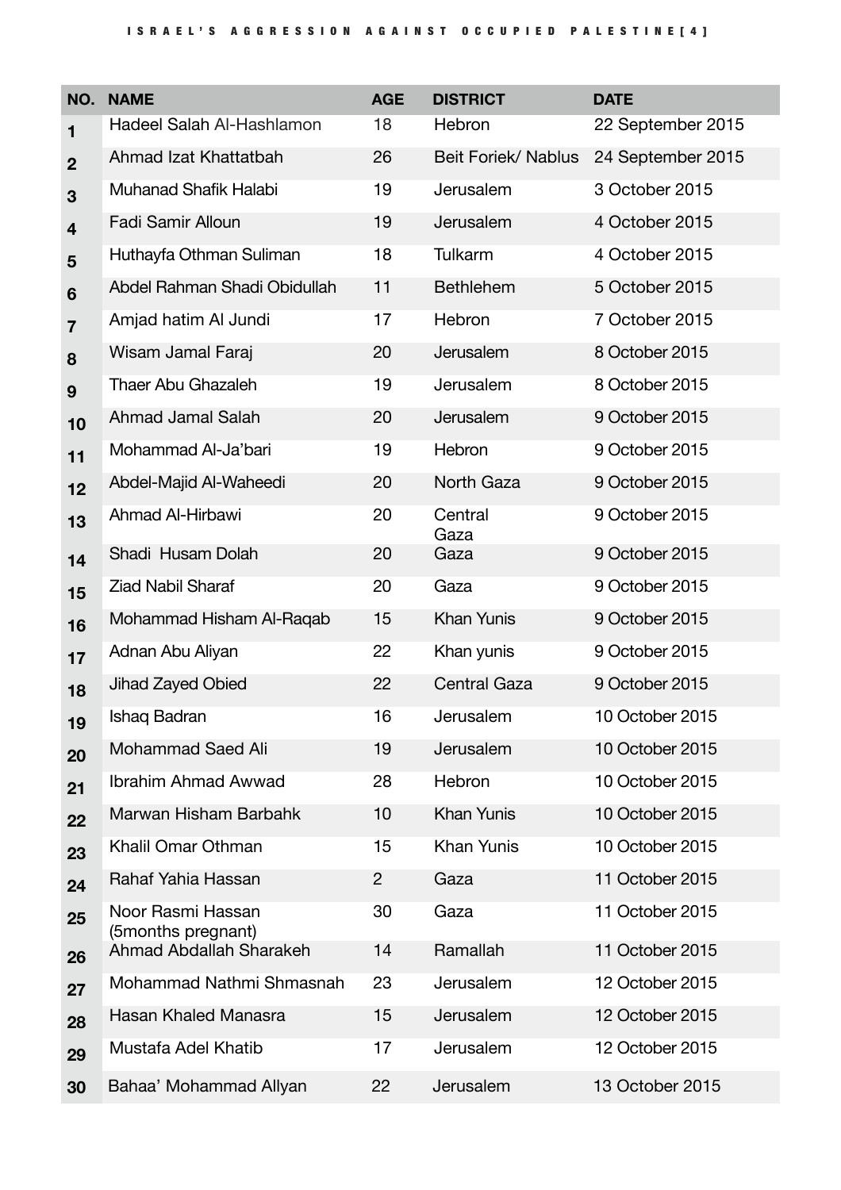| NO. | NAME | AGE | DISTRICT | DATE |
|---|---|---|---|---|
| 1 | Hadeel Salah Al-Hashlamon | 18 | Hebron | 22 September 2015 |
| 2 | Ahmad Izat Khattatbah | 26 | Beit Foriek/ Nablus | 24 September 2015 |
| 3 | Muhanad Shafik Halabi | 19 | Jerusalem | 3 October 2015 |
| 4 | Fadi Samir Alloun | 19 | Jerusalem | 4 October 2015 |
| 5 | Huthayfa Othman Suliman | 18 | Tulkarm | 4 October 2015 |
| 6 | Abdel Rahman Shadi Obidullah | 11 | Bethlehem | 5 October 2015 |
| 7 | Amjad hatim Al Jundi | 17 | Hebron | 7 October 2015 |
| 8 | Wisam Jamal Faraj | 20 | Jerusalem | 8 October 2015 |
| 9 | Thaer Abu Ghazaleh | 19 | Jerusalem | 8 October 2015 |
| 10 | Ahmad Jamal Salah | 20 | Jerusalem | 9 October 2015 |
| 11 | Mohammad Al-Ja'bari | 19 | Hebron | 9 October 2015 |
| 12 | Abdel-Majid Al-Waheedi | 20 | North Gaza | 9 October 2015 |
| 13 | Ahmad Al-Hirbawi | 20 | Central Gaza | 9 October 2015 |
| 14 | Shadi Husam Dolah | 20 | Gaza | 9 October 2015 |
| 15 | Ziad Nabil Sharaf | 20 | Gaza | 9 October 2015 |
| 16 | Mohammad Hisham Al-Raqab | 15 | Khan Yunis | 9 October 2015 |
| 17 | Adnan Abu Aliyan | 22 | Khan yunis | 9 October 2015 |
| 18 | Jihad Zayed Obied | 22 | Central Gaza | 9 October 2015 |
| 19 | Ishaq Badran | 16 | Jerusalem | 10 October 2015 |
| 20 | Mohammad Saed Ali | 19 | Jerusalem | 10 October 2015 |
| 21 | Ibrahim Ahmad Awwad | 28 | Hebron | 10 October 2015 |
| 22 | Marwan Hisham Barbahk | 10 | Khan Yunis | 10 October 2015 |
| 23 | Khalil Omar Othman | 15 | Khan Yunis | 10 October 2015 |
| 24 | Rahaf Yahia Hassan | 2 | Gaza | 11 October 2015 |
| 25 | Noor Rasmi Hassan (5months pregnant) | 30 | Gaza | 11 October 2015 |
| 26 | Ahmad Abdallah Sharakeh | 14 | Ramallah | 11 October 2015 |
| 27 | Mohammad Nathmi Shmasnah | 23 | Jerusalem | 12 October 2015 |
| 28 | Hasan Khaled Manasra | 15 | Jerusalem | 12 October 2015 |
| 29 | Mustafa Adel Khatib | 17 | Jerusalem | 12 October 2015 |
| 30 | Bahaa' Mohammad Allyan | 22 | Jerusalem | 13 October 2015 |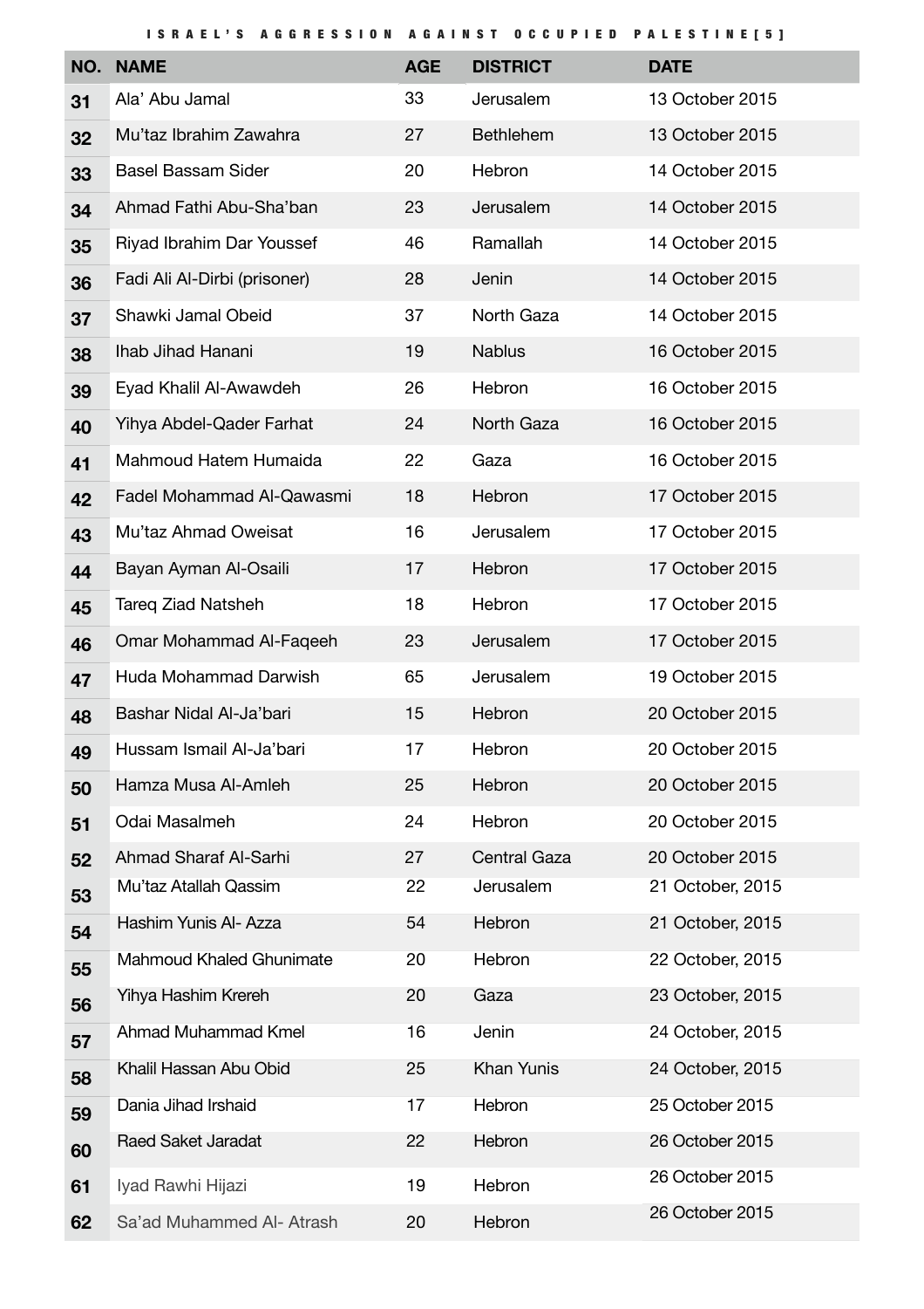| NO. | NAME | AGE | DISTRICT | DATE |
|---|---|---|---|---|
| 31 | Ala' Abu Jamal | 33 | Jerusalem | 13 October 2015 |
| 32 | Mu'taz Ibrahim Zawahra | 27 | Bethlehem | 13 October 2015 |
| 33 | Basel Bassam Sider | 20 | Hebron | 14 October 2015 |
| 34 | Ahmad Fathi Abu-Sha'ban | 23 | Jerusalem | 14 October 2015 |
| 35 | Riyad Ibrahim Dar Youssef | 46 | Ramallah | 14 October 2015 |
| 36 | Fadi Ali Al-Dirbi (prisoner) | 28 | Jenin | 14 October 2015 |
| 37 | Shawki Jamal Obeid | 37 | North Gaza | 14 October 2015 |
| 38 | Ihab Jihad Hanani | 19 | Nablus | 16 October 2015 |
| 39 | Eyad Khalil Al-Awawdeh | 26 | Hebron | 16 October 2015 |
| 40 | Yihya Abdel-Qader Farhat | 24 | North Gaza | 16 October 2015 |
| 41 | Mahmoud Hatem Humaida | 22 | Gaza | 16 October 2015 |
| 42 | Fadel Mohammad Al-Qawasmi | 18 | Hebron | 17 October 2015 |
| 43 | Mu'taz Ahmad Oweisat | 16 | Jerusalem | 17 October 2015 |
| 44 | Bayan Ayman Al-Osaili | 17 | Hebron | 17 October 2015 |
| 45 | Tareq Ziad Natsheh | 18 | Hebron | 17 October 2015 |
| 46 | Omar Mohammad Al-Faqeeh | 23 | Jerusalem | 17 October 2015 |
| 47 | Huda Mohammad Darwish | 65 | Jerusalem | 19 October 2015 |
| 48 | Bashar Nidal Al-Ja'bari | 15 | Hebron | 20 October 2015 |
| 49 | Hussam Ismail Al-Ja'bari | 17 | Hebron | 20 October 2015 |
| 50 | Hamza Musa Al-Amleh | 25 | Hebron | 20 October 2015 |
| 51 | Odai Masalmeh | 24 | Hebron | 20 October 2015 |
| 52 | Ahmad Sharaf Al-Sarhi | 27 | Central Gaza | 20 October 2015 |
| 53 | Mu'taz Atallah Qassim | 22 | Jerusalem | 21 October, 2015 |
| 54 | Hashim Yunis Al- Azza | 54 | Hebron | 21 October, 2015 |
| 55 | Mahmoud Khaled Ghunimate | 20 | Hebron | 22 October, 2015 |
| 56 | Yihya Hashim Krereh | 20 | Gaza | 23 October, 2015 |
| 57 | Ahmad Muhammad Kmel | 16 | Jenin | 24 October, 2015 |
| 58 | Khalil Hassan Abu Obid | 25 | Khan Yunis | 24 October, 2015 |
| 59 | Dania Jihad Irshaid | 17 | Hebron | 25 October 2015 |
| 60 | Raed Saket Jaradat | 22 | Hebron | 26 October 2015 |
| 61 | Iyad Rawhi Hijazi | 19 | Hebron | 26 October 2015 |
| 62 | Sa'ad Muhammed Al- Atrash | 20 | Hebron | 26 October 2015 |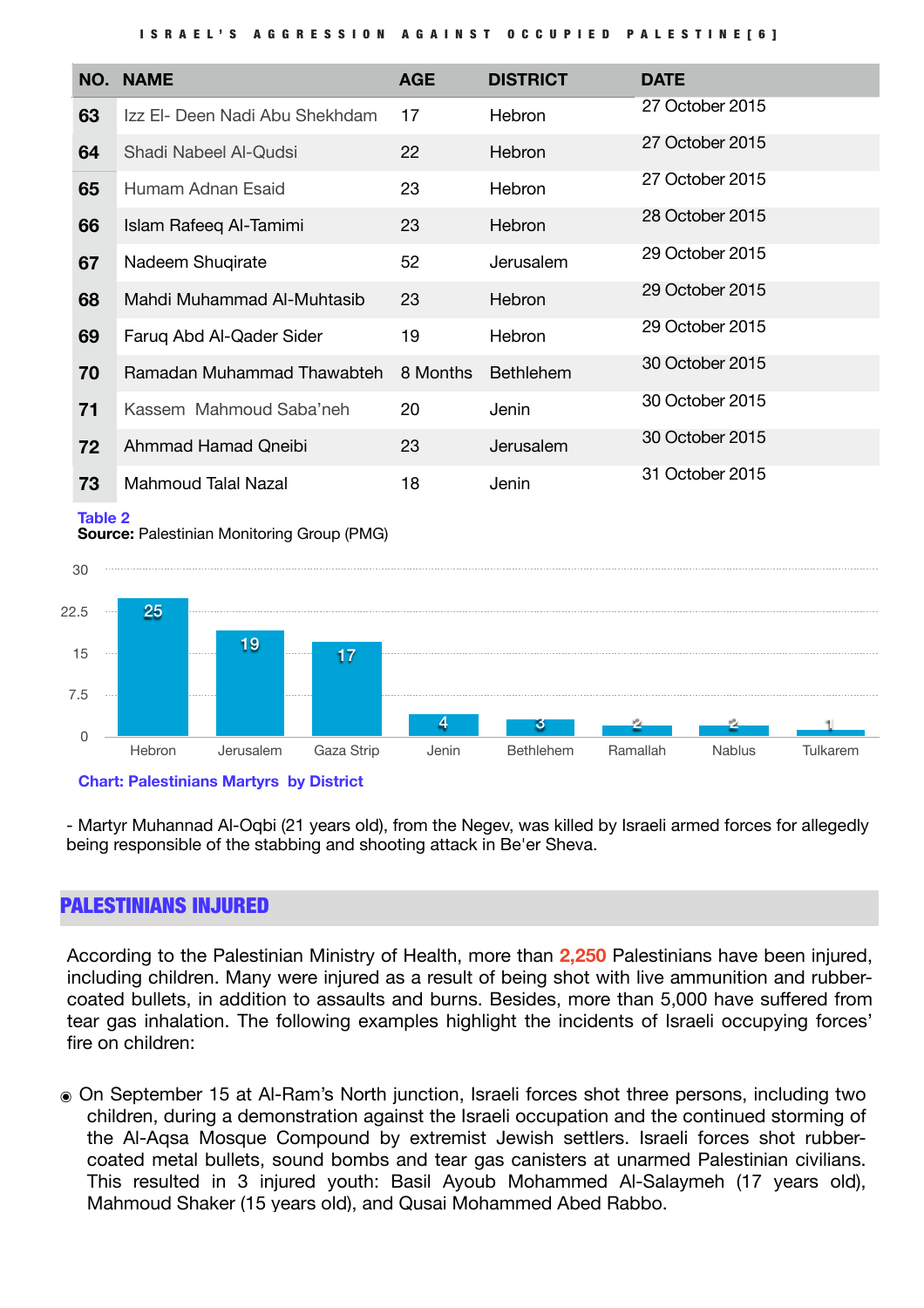| NO. | NAME | AGE | DISTRICT | DATE |
|---|---|---|---|---|
| 63 | Izz El- Deen Nadi Abu Shekhdam | 17 | Hebron | 27 October 2015 |
| 64 | Shadi Nabeel Al-Qudsi | 22 | Hebron | 27 October 2015 |
| 65 | Humam Adnan Esaid | 23 | Hebron | 27 October 2015 |
| 66 | Islam Rafeeq Al-Tamimi | 23 | Hebron | 28 October 2015 |
| 67 | Nadeem Shuqirate | 52 | Jerusalem | 29 October 2015 |
| 68 | Mahdi Muhammad Al-Muhtasib | 23 | Hebron | 29 October 2015 |
| 69 | Faruq Abd Al-Qader Sider | 19 | Hebron | 29 October 2015 |
| 70 | Ramadan Muhammad Thawabteh | 8 Months | Bethlehem | 30 October 2015 |
| 71 | Kassem Mahmoud Saba'neh | 20 | Jenin | 30 October 2015 |
| 72 | Ahmmad Hamad Qneibi | 23 | Jerusalem | 30 October 2015 |
| 73 | Mahmoud Talal Nazal | 18 | Jenin | 31 October 2015 |

**Table 2**
**Source:** Palestinian Monitoring Group (PMG)

| District | Martyrs |
|---|---|
| Hebron | 25 |
| Jerusalem | 19 |
| Gaza Strip | 17 |
| Jenin | 4 |
| Bethlehem | 3 |
| Ramallah | 2 |
| Nablus | 2 |
| Tulkarem | 1 |

**Chart: Palestinians Martyrs by District**

- Martyr Muhannad Al-Oqbi (21 years old), from the Negev, was killed by Israeli armed forces for allegedly being responsible of the stabbing and shooting attack in Be'er Sheva.

## PALESTINIANS INJURED

According to the Palestinian Ministry of Health, more than 2,250 Palestinians have been injured, including children. Many were injured as a result of being shot with live ammunition and rubber-coated bullets, in addition to assaults and burns. Besides, more than 5,000 have suffered from tear gas inhalation. The following examples highlight the incidents of Israeli occupying forces' fire on children:

- On September 15 at Al-Ram's North junction, Israeli forces shot three persons, including two children, during a demonstration against the Israeli occupation and the continued storming of the Al-Aqsa Mosque Compound by extremist Jewish settlers. Israeli forces shot rubber-coated metal bullets, sound bombs and tear gas canisters at unarmed Palestinian civilians. This resulted in 3 injured youth: Basil Ayoub Mohammed Al-Salaymeh (17 years old), Mahmoud Shaker (15 years old), and Qusai Mohammed Abed Rabbo.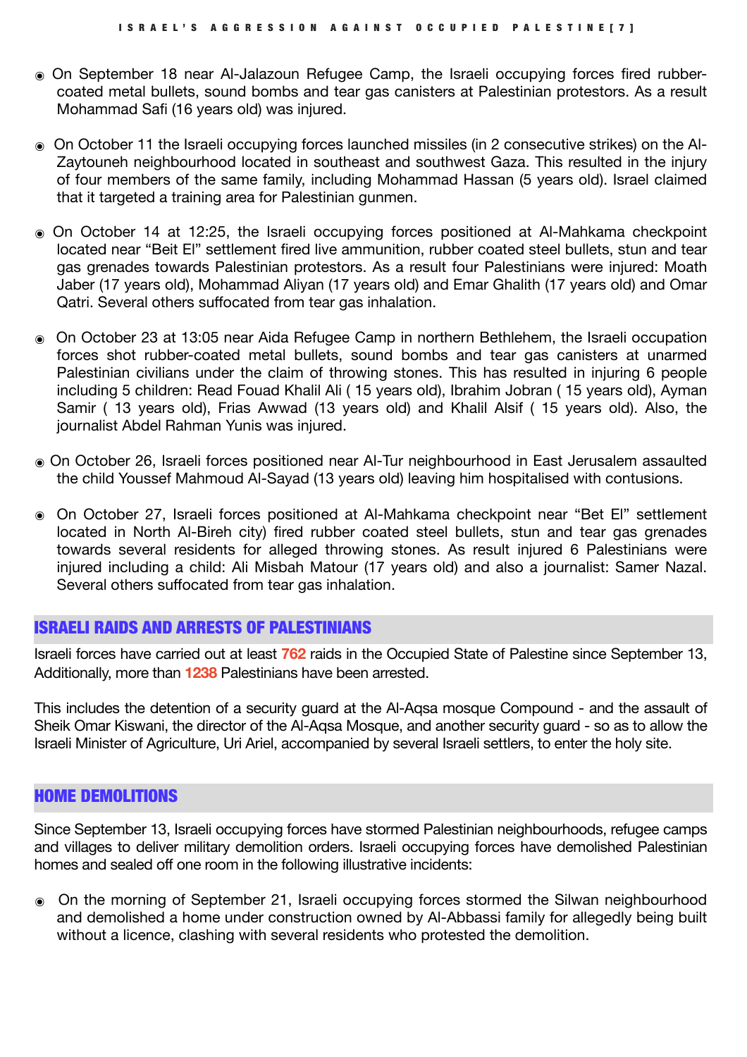- On September 18 near Al-Jalazoun Refugee Camp, the Israeli occupying forces fired rubber-coated metal bullets, sound bombs and tear gas canisters at Palestinian protestors. As a result Mohammad Safi (16 years old) was injured.

- On October 11 the Israeli occupying forces launched missiles (in 2 consecutive strikes) on the Al-Zaytouneh neighbourhood located in southeast and southwest Gaza. This resulted in the injury of four members of the same family, including Mohammad Hassan (5 years old). Israel claimed that it targeted a training area for Palestinian gunmen.

- On October 14 at 12:25, the Israeli occupying forces positioned at Al-Mahkama checkpoint located near "Beit El" settlement fired live ammunition, rubber coated steel bullets, stun and tear gas grenades towards Palestinian protestors. As a result four Palestinians were injured: Moath Jaber (17 years old), Mohammad Aliyan (17 years old) and Emar Ghalith (17 years old) and Omar Qatri. Several others suffocated from tear gas inhalation.

- On October 23 at 13:05 near Aida Refugee Camp in northern Bethlehem, the Israeli occupation forces shot rubber-coated metal bullets, sound bombs and tear gas canisters at unarmed Palestinian civilians under the claim of throwing stones. This has resulted in injuring 6 people including 5 children: Read Fouad Khalil Ali ( 15 years old), Ibrahim Jobran ( 15 years old), Ayman Samir ( 13 years old), Frias Awwad (13 years old) and Khalil Alsif ( 15 years old). Also, the journalist Abdel Rahman Yunis was injured.

- On October 26, Israeli forces positioned near Al-Tur neighbourhood in East Jerusalem assaulted the child Youssef Mahmoud Al-Sayad (13 years old) leaving him hospitalised with contusions.

- On October 27, Israeli forces positioned at Al-Mahkama checkpoint near "Bet El" settlement located in North Al-Bireh city) fired rubber coated steel bullets, stun and tear gas grenades towards several residents for alleged throwing stones. As result injured 6 Palestinians were injured including a child: Ali Misbah Matour (17 years old) and also a journalist: Samer Nazal. Several others suffocated from tear gas inhalation.

## ISRAELI RAIDS AND ARRESTS OF PALESTINIANS

Israeli forces have carried out at least **762** raids in the Occupied State of Palestine since September 13, Additionally, more than **1238** Palestinians have been arrested.

This includes the detention of a security guard at the Al-Aqsa mosque Compound - and the assault of Sheik Omar Kiswani, the director of the Al-Aqsa Mosque, and another security guard - so as to allow the Israeli Minister of Agriculture, Uri Ariel, accompanied by several Israeli settlers, to enter the holy site.

## HOME DEMOLITIONS

Since September 13, Israeli occupying forces have stormed Palestinian neighbourhoods, refugee camps and villages to deliver military demolition orders. Israeli occupying forces have demolished Palestinian homes and sealed off one room in the following illustrative incidents:

- On the morning of September 21, Israeli occupying forces stormed the Silwan neighbourhood and demolished a home under construction owned by Al-Abbassi family for allegedly being built without a licence, clashing with several residents who protested the demolition.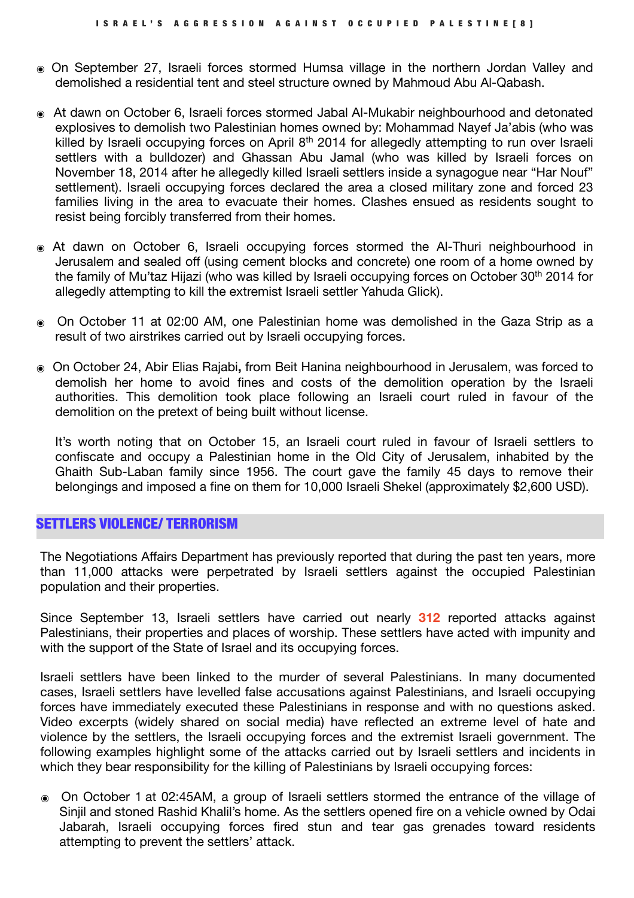- On September 27, Israeli forces stormed Humsa village in the northern Jordan Valley and demolished a residential tent and steel structure owned by Mahmoud Abu Al-Qabash.

- At dawn on October 6, Israeli forces stormed Jabal Al-Mukabir neighbourhood and detonated explosives to demolish two Palestinian homes owned by: Mohammad Nayef Ja'abis (who was killed by Israeli occupying forces on April 8th 2014 for allegedly attempting to run over Israeli settlers with a bulldozer) and Ghassan Abu Jamal (who was killed by Israeli forces on November 18, 2014 after he allegedly killed Israeli settlers inside a synagogue near "Har Nouf" settlement). Israeli occupying forces declared the area a closed military zone and forced 23 families living in the area to evacuate their homes. Clashes ensued as residents sought to resist being forcibly transferred from their homes.

- At dawn on October 6, Israeli occupying forces stormed the Al-Thuri neighbourhood in Jerusalem and sealed off (using cement blocks and concrete) one room of a home owned by the family of Mu'taz Hijazi (who was killed by Israeli occupying forces on October 30th 2014 for allegedly attempting to kill the extremist Israeli settler Yahuda Glick).

- On October 11 at 02:00 AM, one Palestinian home was demolished in the Gaza Strip as a result of two airstrikes carried out by Israeli occupying forces.

- On October 24, Abir Elias Rajabi**,** from Beit Hanina neighbourhood in Jerusalem, was forced to demolish her home to avoid fines and costs of the demolition operation by the Israeli authorities. This demolition took place following an Israeli court ruled in favour of the demolition on the pretext of being built without license.

  It's worth noting that on October 15, an Israeli court ruled in favour of Israeli settlers to confiscate and occupy a Palestinian home in the Old City of Jerusalem, inhabited by the Ghaith Sub-Laban family since 1956. The court gave the family 45 days to remove their belongings and imposed a fine on them for 10,000 Israeli Shekel (approximately $2,600 USD).

## SETTLERS VIOLENCE/ TERRORISM

The Negotiations Affairs Department has previously reported that during the past ten years, more than 11,000 attacks were perpetrated by Israeli settlers against the occupied Palestinian population and their properties.

Since September 13, Israeli settlers have carried out nearly **312** reported attacks against Palestinians, their properties and places of worship. These settlers have acted with impunity and with the support of the State of Israel and its occupying forces.

Israeli settlers have been linked to the murder of several Palestinians. In many documented cases, Israeli settlers have levelled false accusations against Palestinians, and Israeli occupying forces have immediately executed these Palestinians in response and with no questions asked. Video excerpts (widely shared on social media) have reflected an extreme level of hate and violence by the settlers, the Israeli occupying forces and the extremist Israeli government. The following examples highlight some of the attacks carried out by Israeli settlers and incidents in which they bear responsibility for the killing of Palestinians by Israeli occupying forces:

- On October 1 at 02:45AM, a group of Israeli settlers stormed the entrance of the village of Sinjil and stoned Rashid Khalil's home. As the settlers opened fire on a vehicle owned by Odai Jabarah, Israeli occupying forces fired stun and tear gas grenades toward residents attempting to prevent the settlers' attack.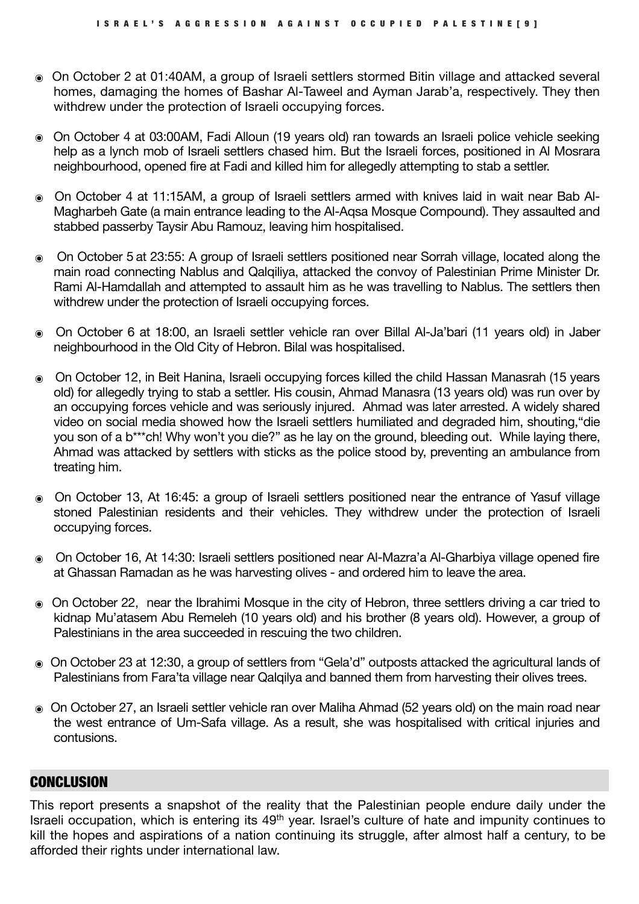- On October 2 at 01:40AM, a group of Israeli settlers stormed Bitin village and attacked several homes, damaging the homes of Bashar Al-Taweel and Ayman Jarab'a, respectively. They then withdrew under the protection of Israeli occupying forces.

- On October 4 at 03:00AM, Fadi Alloun (19 years old) ran towards an Israeli police vehicle seeking help as a lynch mob of Israeli settlers chased him. But the Israeli forces, positioned in Al Mosrara neighbourhood, opened fire at Fadi and killed him for allegedly attempting to stab a settler.

- On October 4 at 11:15AM, a group of Israeli settlers armed with knives laid in wait near Bab Al-Magharbeh Gate (a main entrance leading to the Al-Aqsa Mosque Compound). They assaulted and stabbed passerby Taysir Abu Ramouz, leaving him hospitalised.

- On October 5 at 23:55: A group of Israeli settlers positioned near Sorrah village, located along the main road connecting Nablus and Qalqiliya, attacked the convoy of Palestinian Prime Minister Dr. Rami Al-Hamdallah and attempted to assault him as he was travelling to Nablus. The settlers then withdrew under the protection of Israeli occupying forces.

- On October 6 at 18:00, an Israeli settler vehicle ran over Billal Al-Ja'bari (11 years old) in Jaber neighbourhood in the Old City of Hebron. Bilal was hospitalised.

- On October 12, in Beit Hanina, Israeli occupying forces killed the child Hassan Manasrah (15 years old) for allegedly trying to stab a settler. His cousin, Ahmad Manasra (13 years old) was run over by an occupying forces vehicle and was seriously injured. Ahmad was later arrested. A widely shared video on social media showed how the Israeli settlers humiliated and degraded him, shouting,"die you son of a b***ch! Why won't you die?" as he lay on the ground, bleeding out. While laying there, Ahmad was attacked by settlers with sticks as the police stood by, preventing an ambulance from treating him.

- On October 13, At 16:45: a group of Israeli settlers positioned near the entrance of Yasuf village stoned Palestinian residents and their vehicles. They withdrew under the protection of Israeli occupying forces.

- On October 16, At 14:30: Israeli settlers positioned near Al-Mazra'a Al-Gharbiya village opened fire at Ghassan Ramadan as he was harvesting olives - and ordered him to leave the area.

- On October 22, near the Ibrahimi Mosque in the city of Hebron, three settlers driving a car tried to kidnap Mu'atasem Abu Remeleh (10 years old) and his brother (8 years old). However, a group of Palestinians in the area succeeded in rescuing the two children.

- On October 23 at 12:30, a group of settlers from "Gela'd" outposts attacked the agricultural lands of Palestinians from Fara'ta village near Qalqilya and banned them from harvesting their olives trees.

- On October 27, an Israeli settler vehicle ran over Maliha Ahmad (52 years old) on the main road near the west entrance of Um-Safa village. As a result, she was hospitalised with critical injuries and contusions.

## CONCLUSION

This report presents a snapshot of the reality that the Palestinian people endure daily under the Israeli occupation, which is entering its 49th year. Israel's culture of hate and impunity continues to kill the hopes and aspirations of a nation continuing its struggle, after almost half a century, to be afforded their rights under international law.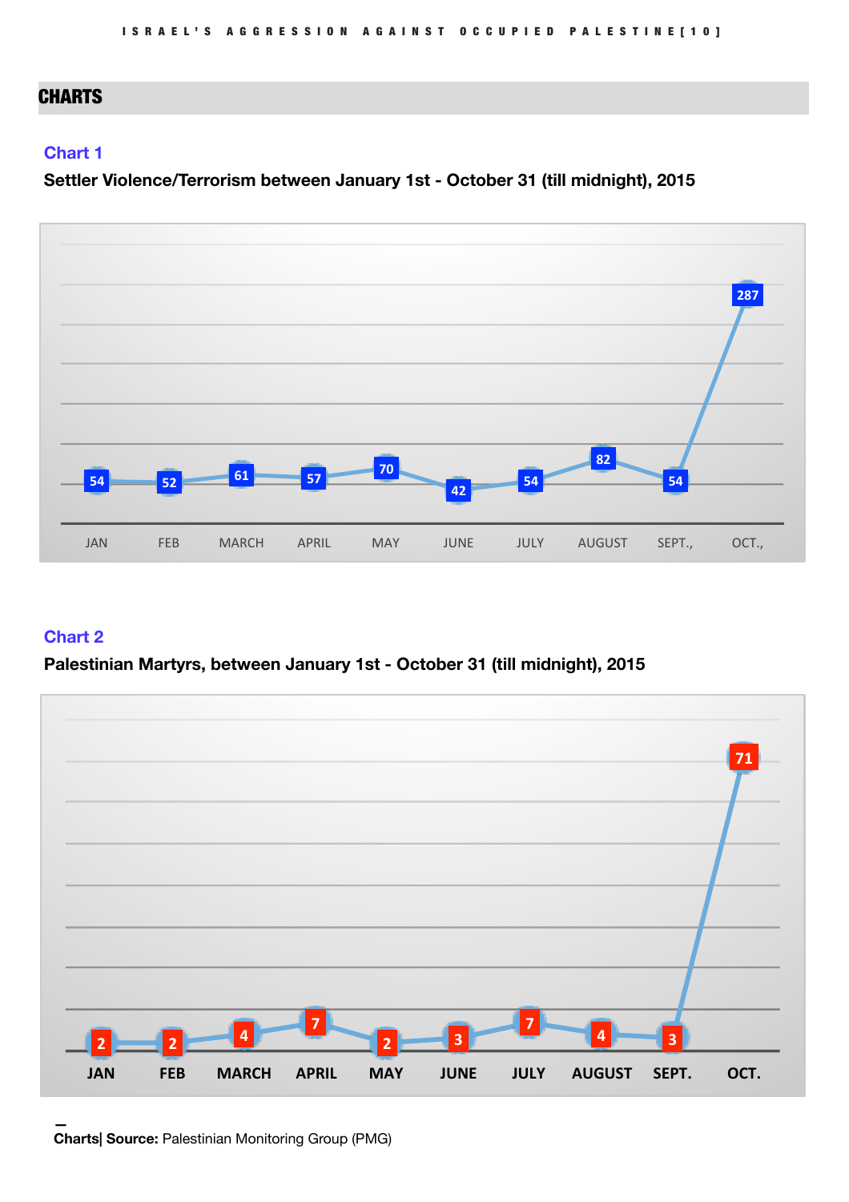## CHARTS

**Chart 1**

**Settler Violence/Terrorism between January 1st - October 31 (till midnight), 2015**

54 52 61 57 70 42 54 82 54 287

JAN FEB MARCH APRIL MAY JUNE JULY AUGUST SEPT., OCT.,

**Chart 2**

**Palestinian Martyrs, between January 1st - October 31 (till midnight), 2015**

2 2 4 7 2 3 7 4 3 71

JAN FEB MARCH APRIL MAY JUNE JULY AUGUST SEPT. OCT.

**Charts| Source:** Palestinian Monitoring Group (PMG)